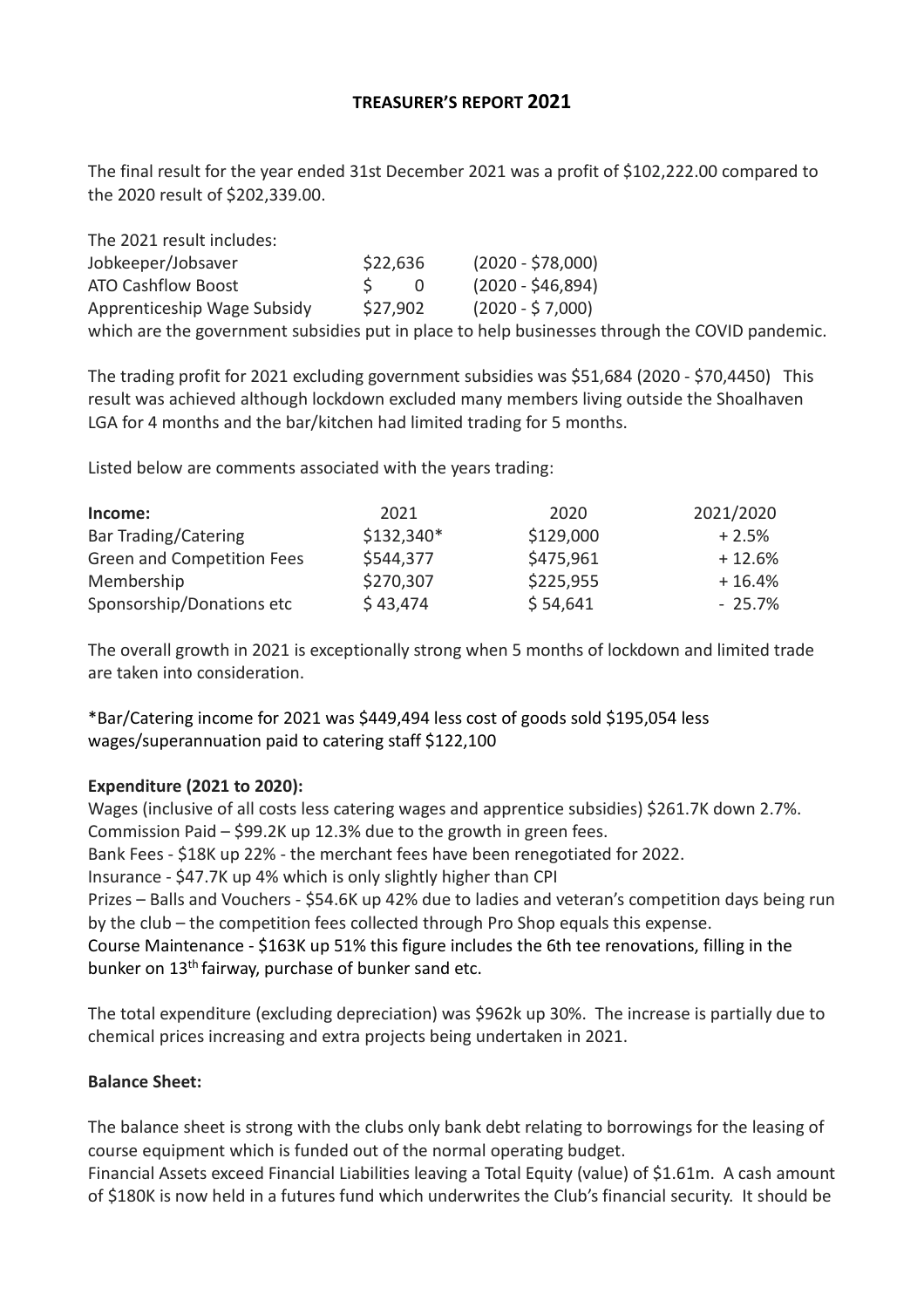# TREASURER'S REPORT 2021

The final result for the year ended 31st December 2021 was a profit of $102,222.00 compared to the 2020 result of $202,339.00.

The 2021 result includes:

| | | |
|---|---|---|
| Jobkeeper/Jobsaver | $22,636 | (2020 - $78,000) |
| ATO Cashflow Boost | $ 0 | (2020 - $46,894) |
| Apprenticeship Wage Subsidy | $27,902 | (2020 - $ 7,000) |

which are the government subsidies put in place to help businesses through the COVID pandemic.

The trading profit for 2021 excluding government subsidies was $51,684 (2020 - $70,4450) This result was achieved although lockdown excluded many members living outside the Shoalhaven LGA for 4 months and the bar/kitchen had limited trading for 5 months.

Listed below are comments associated with the years trading:

| **Income:** | 2021 | 2020 | 2021/2020 |
|---|---|---|---|
| Bar Trading/Catering | $132,340* | $129,000 | + 2.5% |
| Green and Competition Fees | $544,377 | $475,961 | + 12.6% |
| Membership | $270,307 | $225,955 | + 16.4% |
| Sponsorship/Donations etc | $ 43,474 | $ 54,641 | - 25.7% |

The overall growth in 2021 is exceptionally strong when 5 months of lockdown and limited trade are taken into consideration.

*Bar/Catering income for 2021 was $449,494 less cost of goods sold $195,054 less wages/superannuation paid to catering staff $122,100

**Expenditure (2021 to 2020):**

Wages (inclusive of all costs less catering wages and apprentice subsidies) $261.7K down 2.7%.
Commission Paid – $99.2K up 12.3% due to the growth in green fees.
Bank Fees - $18K up 22% - the merchant fees have been renegotiated for 2022.
Insurance - $47.7K up 4% which is only slightly higher than CPI
Prizes – Balls and Vouchers - $54.6K up 42% due to ladies and veteran's competition days being run by the club – the competition fees collected through Pro Shop equals this expense.
Course Maintenance - $163K up 51% this figure includes the 6th tee renovations, filling in the bunker on 13th fairway, purchase of bunker sand etc.

The total expenditure (excluding depreciation) was $962k up 30%. The increase is partially due to chemical prices increasing and extra projects being undertaken in 2021.

**Balance Sheet:**

The balance sheet is strong with the clubs only bank debt relating to borrowings for the leasing of course equipment which is funded out of the normal operating budget.
Financial Assets exceed Financial Liabilities leaving a Total Equity (value) of $1.61m. A cash amount of $180K is now held in a futures fund which underwrites the Club's financial security. It should be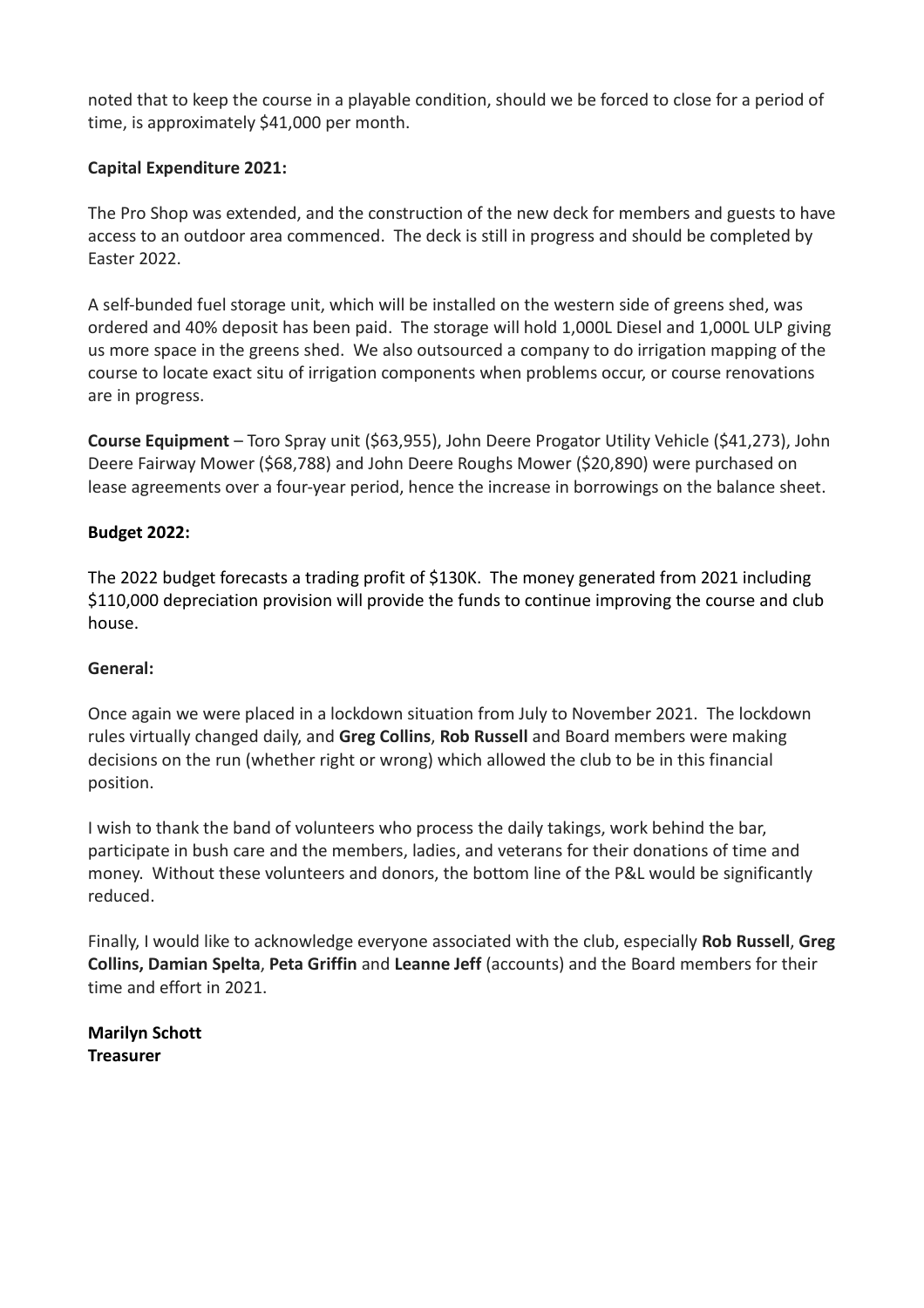noted that to keep the course in a playable condition, should we be forced to close for a period of time, is approximately $41,000 per month.

**Capital Expenditure 2021:**

The Pro Shop was extended, and the construction of the new deck for members and guests to have access to an outdoor area commenced. The deck is still in progress and should be completed by Easter 2022.

A self-bunded fuel storage unit, which will be installed on the western side of greens shed, was ordered and 40% deposit has been paid. The storage will hold 1,000L Diesel and 1,000L ULP giving us more space in the greens shed. We also outsourced a company to do irrigation mapping of the course to locate exact situ of irrigation components when problems occur, or course renovations are in progress.

**Course Equipment** – Toro Spray unit ($63,955), John Deere Progator Utility Vehicle ($41,273), John Deere Fairway Mower ($68,788) and John Deere Roughs Mower ($20,890) were purchased on lease agreements over a four-year period, hence the increase in borrowings on the balance sheet.

**Budget 2022:**

The 2022 budget forecasts a trading profit of $130K. The money generated from 2021 including $110,000 depreciation provision will provide the funds to continue improving the course and club house.

**General:**

Once again we were placed in a lockdown situation from July to November 2021. The lockdown rules virtually changed daily, and **Greg Collins**, **Rob Russell** and Board members were making decisions on the run (whether right or wrong) which allowed the club to be in this financial position.

I wish to thank the band of volunteers who process the daily takings, work behind the bar, participate in bush care and the members, ladies, and veterans for their donations of time and money. Without these volunteers and donors, the bottom line of the P&L would be significantly reduced.

Finally, I would like to acknowledge everyone associated with the club, especially **Rob Russell**, **Greg Collins, Damian Spelta**, **Peta Griffin** and **Leanne Jeff** (accounts) and the Board members for their time and effort in 2021.

**Marilyn Schott**
**Treasurer**